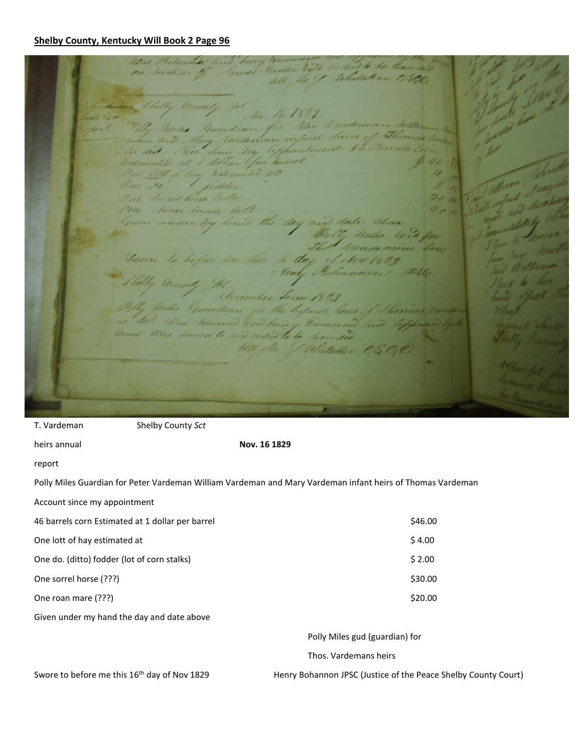**Shelby County, Kentucky Will Book 2 Page 96**

T. Vardeman heirs annual report

Shelby County *Sct*

**Nov. 16 1829**

Polly Miles Guardian for Peter Vardeman William Vardeman and Mary Vardeman infant heirs of Thomas Vardeman

Account since my appointment

| | |
|---|---|
| 46 barrels corn Estimated at 1 dollar per barrel | \$46.00 |
| One lott of hay estimated at | \$ 4.00 |
| One do. (ditto) fodder (lot of corn stalks) | \$ 2.00 |
| One sorrel horse (???) | \$30.00 |
| One roan mare (???) | \$20.00 |

Given under my hand the day and date above

Polly Miles gud (guardian) for

Thos. Vardemans heirs

Swore to before me this 16th day of Nov 1829

Henry Bohannon JPSC (Justice of the Peace Shelby County Court)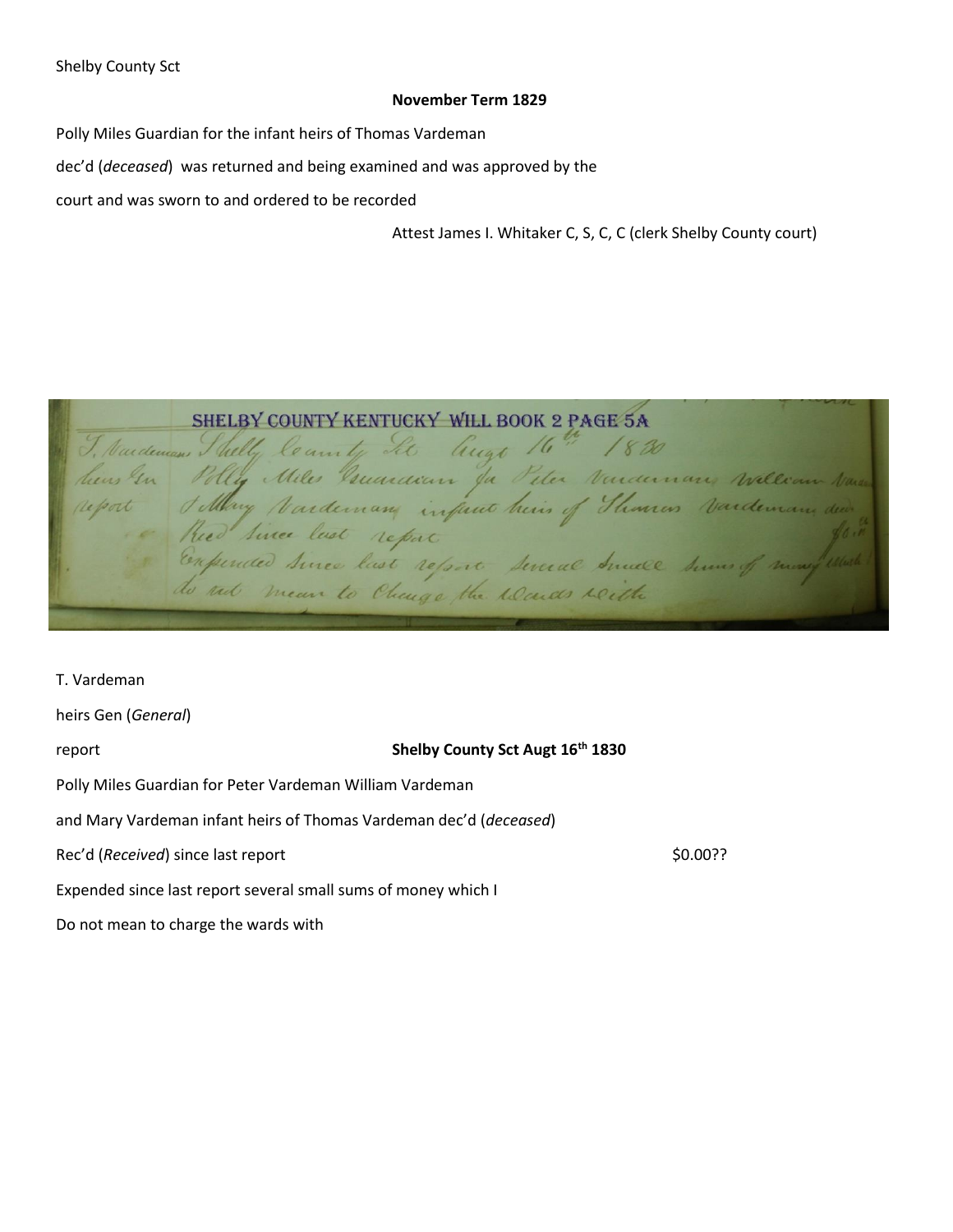Shelby County Sct

**November Term 1829**

Polly Miles Guardian for the infant heirs of Thomas Vardeman

dec'd (*deceased*) was returned and being examined and was approved by the

court and was sworn to and ordered to be recorded

Attest James I. Whitaker C, S, C, C (clerk Shelby County court)

SHELBY COUNTY KENTUCKY WILL BOOK 2 PAGE 5A

T. Vardeman

heirs Gen (*General*)

report **Shelby County Sct Augt 16th 1830**

Polly Miles Guardian for Peter Vardeman William Vardeman

and Mary Vardeman infant heirs of Thomas Vardeman dec'd (*deceased*)

Rec'd (*Received*) since last report $0.00??

Expended since last report several small sums of money which I

Do not mean to charge the wards with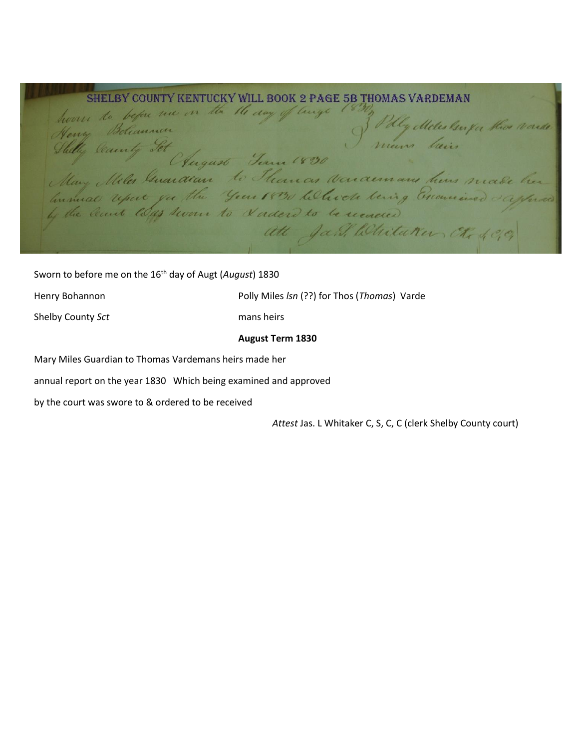SHELBY COUNTY KENTUCKY WILL BOOK 2 PAGE 5B THOMAS VARDEMAN

Sworn to before me on the 16th day of Augt (*August*) 1830

Henry Bohannon

Shelby County *Sct*

Polly Miles *lsn* (??) for Thos (*Thomas*) Vardemans heirs

**August Term 1830**

Mary Miles Guardian to Thomas Vardemans heirs made her annual report on the year 1830 Which being examined and approved by the court was swore to & ordered to be received

*Attest* Jas. L Whitaker C, S, C, C (clerk Shelby County court)